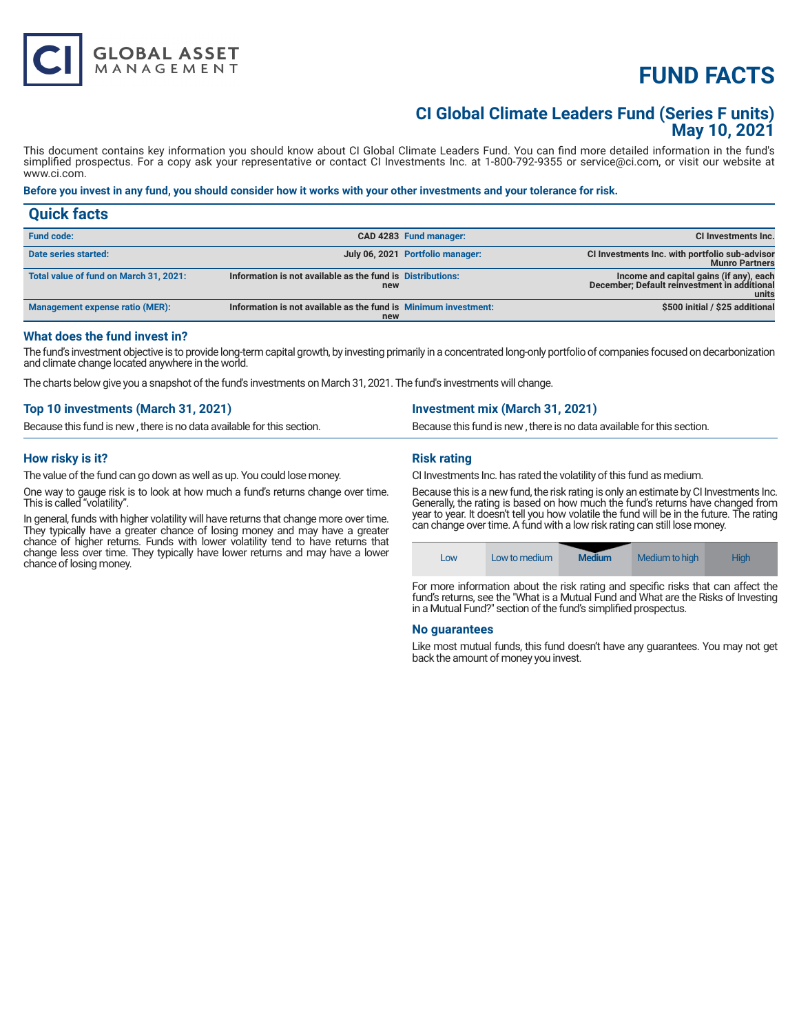CI GLOBAL ASSET MANAGEMENT

# FUND FACTS

## CI Global Climate Leaders Fund (Series F units)
## May 10, 2021

This document contains key information you should know about CI Global Climate Leaders Fund. You can find more detailed information in the fund's simplified prospectus. For a copy ask your representative or contact CI Investments Inc. at 1-800-792-9355 or service@ci.com, or visit our website at www.ci.com.

**Before you invest in any fund, you should consider how it works with your other investments and your tolerance for risk.**

## Quick facts

| | | | |
|---|---|---|---|
| **Fund code:** | **CAD 4283** | **Fund manager:** | **CI Investments Inc.** |
| **Date series started:** | **July 06, 2021** | **Portfolio manager:** | **CI Investments Inc. with portfolio sub-advisor Munro Partners** |
| **Total value of fund on March 31, 2021:** | **Information is not available as the fund is new** | **Distributions:** | **Income and capital gains (if any), each December; Default reinvestment in additional units** |
| **Management expense ratio (MER):** | **Information is not available as the fund is new** | **Minimum investment:** | **$500 initial / $25 additional** |

### What does the fund invest in?

The fund's investment objective is to provide long-term capital growth, by investing primarily in a concentrated long-only portfolio of companies focused on decarbonization and climate change located anywhere in the world.

The charts below give you a snapshot of the fund's investments on March 31, 2021. The fund's investments will change.

### Top 10 investments (March 31, 2021)

Because this fund is new , there is no data available for this section.

### Investment mix (March 31, 2021)

Because this fund is new , there is no data available for this section.

### How risky is it?

The value of the fund can go down as well as up. You could lose money.

One way to gauge risk is to look at how much a fund's returns change over time. This is called "volatility".

In general, funds with higher volatility will have returns that change more over time. They typically have a greater chance of losing money and may have a greater chance of higher returns. Funds with lower volatility tend to have returns that change less over time. They typically have lower returns and may have a lower chance of losing money.

### Risk rating

CI Investments Inc. has rated the volatility of this fund as medium.

Because this is a new fund, the risk rating is only an estimate by CI Investments Inc. Generally, the rating is based on how much the fund's returns have changed from year to year. It doesn't tell you how volatile the fund will be in the future. The rating can change over time. A fund with a low risk rating can still lose money.

| Low | Low to medium | **Medium** | Medium to high | High |
|---|---|---|---|---|

For more information about the risk rating and specific risks that can affect the fund's returns, see the "What is a Mutual Fund and What are the Risks of Investing in a Mutual Fund?" section of the fund's simplified prospectus.

### No guarantees

Like most mutual funds, this fund doesn't have any guarantees. You may not get back the amount of money you invest.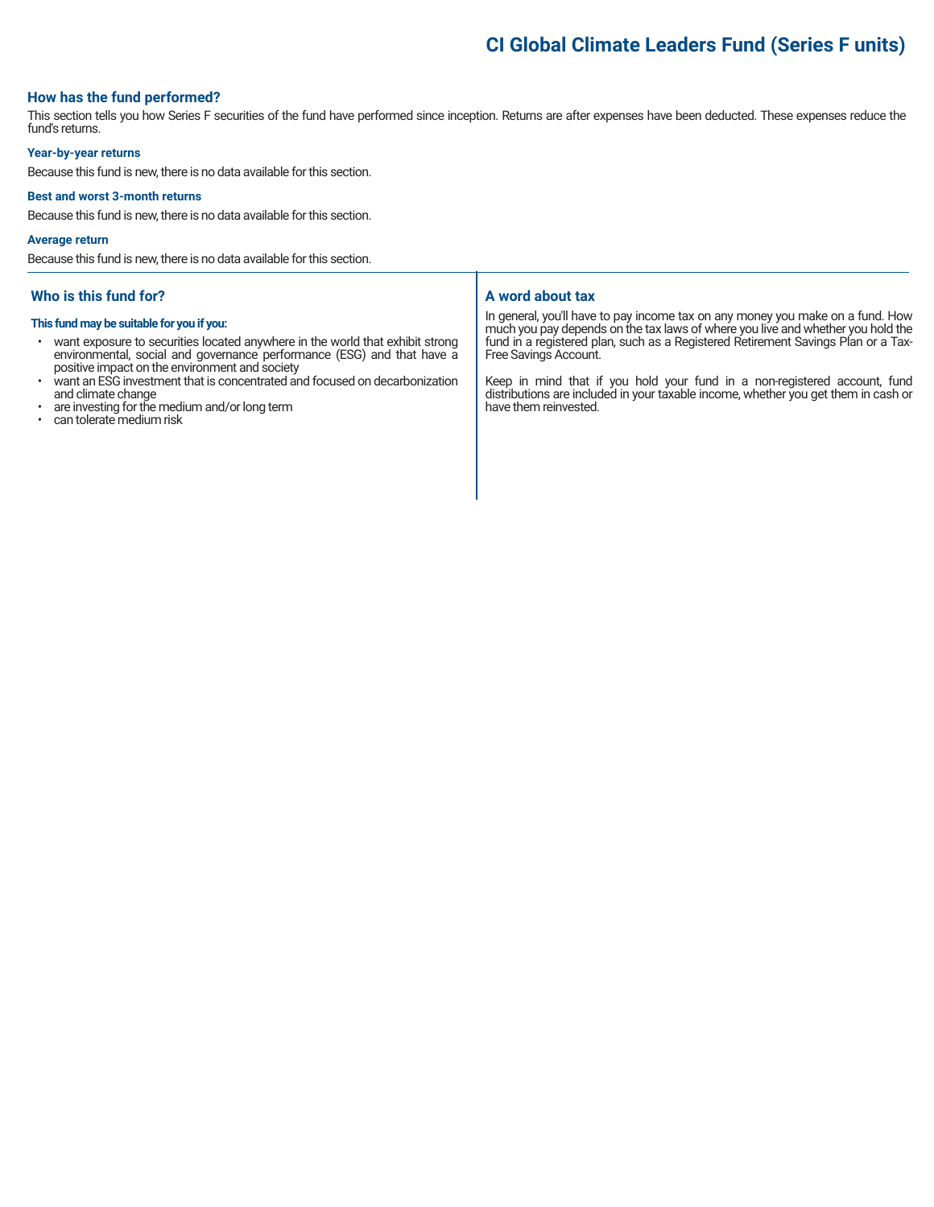# CI Global Climate Leaders Fund (Series F units)

## How has the fund performed?

This section tells you how Series F securities of the fund have performed since inception. Returns are after expenses have been deducted. These expenses reduce the fund's returns.

### Year-by-year returns

Because this fund is new, there is no data available for this section.

### Best and worst 3-month returns

Because this fund is new, there is no data available for this section.

### Average return

Because this fund is new, there is no data available for this section.

## Who is this fund for?

**This fund may be suitable for you if you:**

- want exposure to securities located anywhere in the world that exhibit strong environmental, social and governance performance (ESG) and that have a positive impact on the environment and society
- want an ESG investment that is concentrated and focused on decarbonization and climate change
- are investing for the medium and/or long term
- can tolerate medium risk

## A word about tax

In general, you'll have to pay income tax on any money you make on a fund. How much you pay depends on the tax laws of where you live and whether you hold the fund in a registered plan, such as a Registered Retirement Savings Plan or a Tax-Free Savings Account.

Keep in mind that if you hold your fund in a non-registered account, fund distributions are included in your taxable income, whether you get them in cash or have them reinvested.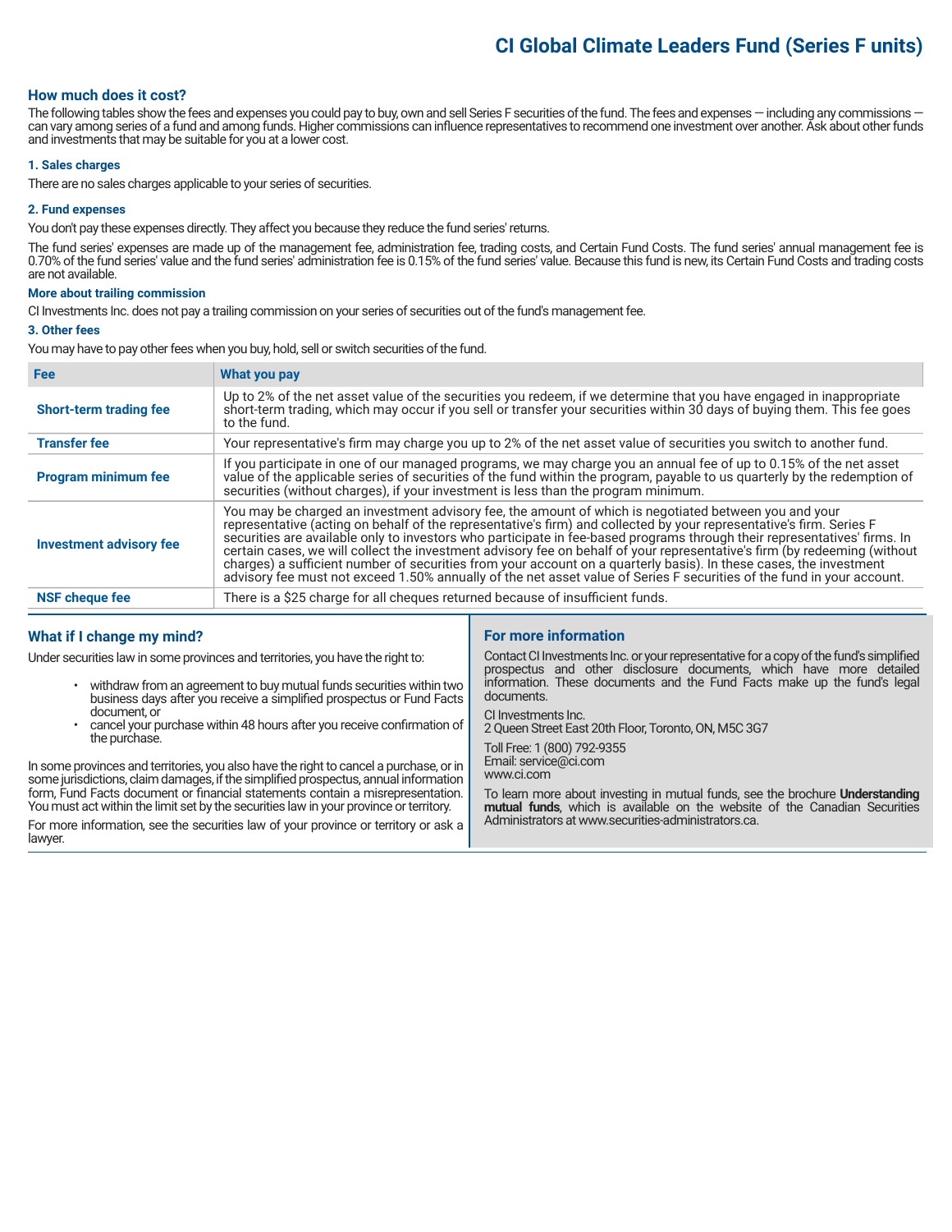# CI Global Climate Leaders Fund (Series F units)

## How much does it cost?

The following tables show the fees and expenses you could pay to buy, own and sell Series F securities of the fund. The fees and expenses — including any commissions — can vary among series of a fund and among funds. Higher commissions can influence representatives to recommend one investment over another. Ask about other funds and investments that may be suitable for you at a lower cost.

### 1. Sales charges

There are no sales charges applicable to your series of securities.

### 2. Fund expenses

You don't pay these expenses directly. They affect you because they reduce the fund series' returns.

The fund series' expenses are made up of the management fee, administration fee, trading costs, and Certain Fund Costs. The fund series' annual management fee is 0.70% of the fund series' value and the fund series' administration fee is 0.15% of the fund series' value. Because this fund is new, its Certain Fund Costs and trading costs are not available.

### More about trailing commission

CI Investments Inc. does not pay a trailing commission on your series of securities out of the fund's management fee.

### 3. Other fees

You may have to pay other fees when you buy, hold, sell or switch securities of the fund.

| Fee | What you pay |
|---|---|
| **Short-term trading fee** | Up to 2% of the net asset value of the securities you redeem, if we determine that you have engaged in inappropriate short-term trading, which may occur if you sell or transfer your securities within 30 days of buying them. This fee goes to the fund. |
| **Transfer fee** | Your representative's firm may charge you up to 2% of the net asset value of securities you switch to another fund. |
| **Program minimum fee** | If you participate in one of our managed programs, we may charge you an annual fee of up to 0.15% of the net asset value of the applicable series of securities of the fund within the program, payable to us quarterly by the redemption of securities (without charges), if your investment is less than the program minimum. |
| **Investment advisory fee** | You may be charged an investment advisory fee, the amount of which is negotiated between you and your representative (acting on behalf of the representative's firm) and collected by your representative's firm. Series F securities are available only to investors who participate in fee-based programs through their representatives' firms. In certain cases, we will collect the investment advisory fee on behalf of your representative's firm (by redeeming (without charges) a sufficient number of securities from your account on a quarterly basis). In these cases, the investment advisory fee must not exceed 1.50% annually of the net asset value of Series F securities of the fund in your account. |
| **NSF cheque fee** | There is a $25 charge for all cheques returned because of insufficient funds. |

## What if I change my mind?

Under securities law in some provinces and territories, you have the right to:

- withdraw from an agreement to buy mutual funds securities within two business days after you receive a simplified prospectus or Fund Facts document, or
- cancel your purchase within 48 hours after you receive confirmation of the purchase.

In some provinces and territories, you also have the right to cancel a purchase, or in some jurisdictions, claim damages, if the simplified prospectus, annual information form, Fund Facts document or financial statements contain a misrepresentation. You must act within the limit set by the securities law in your province or territory.

For more information, see the securities law of your province or territory or ask a lawyer.

## For more information

Contact CI Investments Inc. or your representative for a copy of the fund's simplified prospectus and other disclosure documents, which have more detailed information. These documents and the Fund Facts make up the fund's legal documents.

CI Investments Inc.
2 Queen Street East 20th Floor, Toronto, ON, M5C 3G7

Toll Free: 1 (800) 792-9355
Email: service@ci.com
www.ci.com

To learn more about investing in mutual funds, see the brochure **Understanding mutual funds**, which is available on the website of the Canadian Securities Administrators at www.securities-administrators.ca.